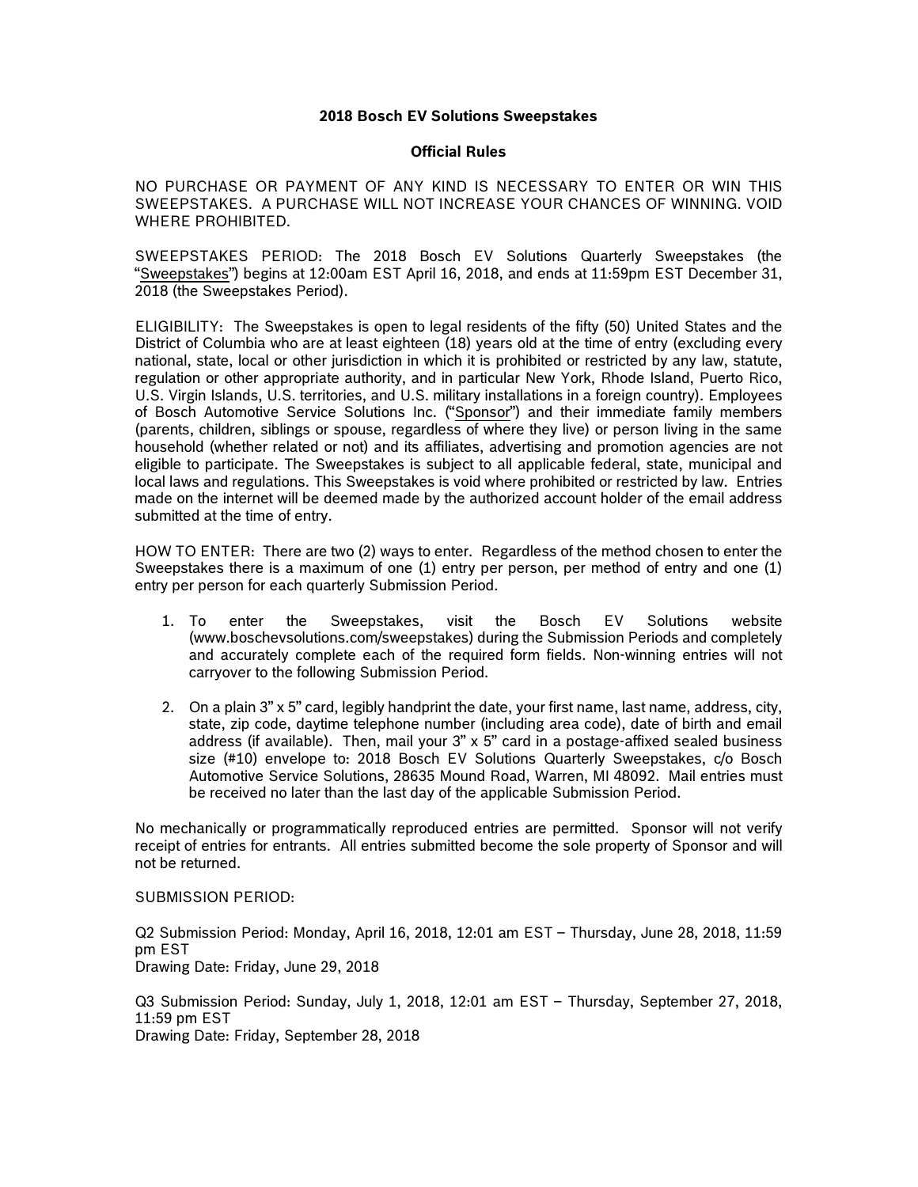# 2018 Bosch EV Solutions Sweepstakes

## Official Rules

NO PURCHASE OR PAYMENT OF ANY KIND IS NECESSARY TO ENTER OR WIN THIS SWEEPSTAKES. A PURCHASE WILL NOT INCREASE YOUR CHANCES OF WINNING. VOID WHERE PROHIBITED.

SWEEPSTAKES PERIOD: The 2018 Bosch EV Solutions Quarterly Sweepstakes (the "Sweepstakes") begins at 12:00am EST April 16, 2018, and ends at 11:59pm EST December 31, 2018 (the Sweepstakes Period).

ELIGIBILITY: The Sweepstakes is open to legal residents of the fifty (50) United States and the District of Columbia who are at least eighteen (18) years old at the time of entry (excluding every national, state, local or other jurisdiction in which it is prohibited or restricted by any law, statute, regulation or other appropriate authority, and in particular New York, Rhode Island, Puerto Rico, U.S. Virgin Islands, U.S. territories, and U.S. military installations in a foreign country). Employees of Bosch Automotive Service Solutions Inc. ("Sponsor") and their immediate family members (parents, children, siblings or spouse, regardless of where they live) or person living in the same household (whether related or not) and its affiliates, advertising and promotion agencies are not eligible to participate. The Sweepstakes is subject to all applicable federal, state, municipal and local laws and regulations. This Sweepstakes is void where prohibited or restricted by law. Entries made on the internet will be deemed made by the authorized account holder of the email address submitted at the time of entry.

HOW TO ENTER: There are two (2) ways to enter. Regardless of the method chosen to enter the Sweepstakes there is a maximum of one (1) entry per person, per method of entry and one (1) entry per person for each quarterly Submission Period.

1. To enter the Sweepstakes, visit the Bosch EV Solutions website (www.boschevsolutions.com/sweepstakes) during the Submission Periods and completely and accurately complete each of the required form fields. Non-winning entries will not carryover to the following Submission Period.
2. On a plain 3" x 5" card, legibly handprint the date, your first name, last name, address, city, state, zip code, daytime telephone number (including area code), date of birth and email address (if available). Then, mail your 3" x 5" card in a postage-affixed sealed business size (#10) envelope to: 2018 Bosch EV Solutions Quarterly Sweepstakes, c/o Bosch Automotive Service Solutions, 28635 Mound Road, Warren, MI 48092. Mail entries must be received no later than the last day of the applicable Submission Period.

No mechanically or programmatically reproduced entries are permitted. Sponsor will not verify receipt of entries for entrants. All entries submitted become the sole property of Sponsor and will not be returned.

SUBMISSION PERIOD:

Q2 Submission Period: Monday, April 16, 2018, 12:01 am EST – Thursday, June 28, 2018, 11:59 pm EST
Drawing Date: Friday, June 29, 2018

Q3 Submission Period: Sunday, July 1, 2018, 12:01 am EST – Thursday, September 27, 2018, 11:59 pm EST
Drawing Date: Friday, September 28, 2018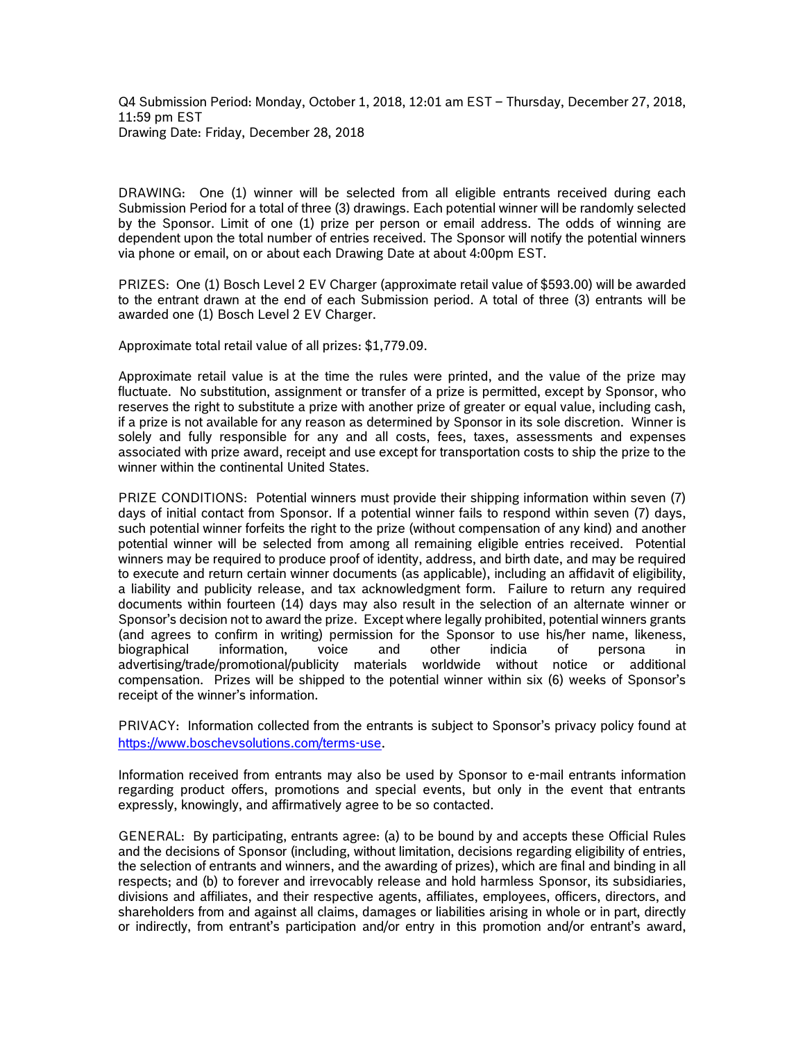Q4 Submission Period: Monday, October 1, 2018, 12:01 am EST – Thursday, December 27, 2018, 11:59 pm EST
Drawing Date: Friday, December 28, 2018

DRAWING: One (1) winner will be selected from all eligible entrants received during each Submission Period for a total of three (3) drawings. Each potential winner will be randomly selected by the Sponsor. Limit of one (1) prize per person or email address. The odds of winning are dependent upon the total number of entries received. The Sponsor will notify the potential winners via phone or email, on or about each Drawing Date at about 4:00pm EST.

PRIZES: One (1) Bosch Level 2 EV Charger (approximate retail value of $593.00) will be awarded to the entrant drawn at the end of each Submission period. A total of three (3) entrants will be awarded one (1) Bosch Level 2 EV Charger.

Approximate total retail value of all prizes: $1,779.09.

Approximate retail value is at the time the rules were printed, and the value of the prize may fluctuate. No substitution, assignment or transfer of a prize is permitted, except by Sponsor, who reserves the right to substitute a prize with another prize of greater or equal value, including cash, if a prize is not available for any reason as determined by Sponsor in its sole discretion. Winner is solely and fully responsible for any and all costs, fees, taxes, assessments and expenses associated with prize award, receipt and use except for transportation costs to ship the prize to the winner within the continental United States.

PRIZE CONDITIONS: Potential winners must provide their shipping information within seven (7) days of initial contact from Sponsor. If a potential winner fails to respond within seven (7) days, such potential winner forfeits the right to the prize (without compensation of any kind) and another potential winner will be selected from among all remaining eligible entries received. Potential winners may be required to produce proof of identity, address, and birth date, and may be required to execute and return certain winner documents (as applicable), including an affidavit of eligibility, a liability and publicity release, and tax acknowledgement form. Failure to return any required documents within fourteen (14) days may also result in the selection of an alternate winner or Sponsor's decision not to award the prize. Except where legally prohibited, potential winners grants (and agrees to confirm in writing) permission for the Sponsor to use his/her name, likeness, biographical information, voice and other indicia of persona in advertising/trade/promotional/publicity materials worldwide without notice or additional compensation. Prizes will be shipped to the potential winner within six (6) weeks of Sponsor's receipt of the winner's information.

PRIVACY: Information collected from the entrants is subject to Sponsor's privacy policy found at https://www.boschevsolutions.com/terms-use.

Information received from entrants may also be used by Sponsor to e-mail entrants information regarding product offers, promotions and special events, but only in the event that entrants expressly, knowingly, and affirmatively agree to be so contacted.

GENERAL: By participating, entrants agree: (a) to be bound by and accepts these Official Rules and the decisions of Sponsor (including, without limitation, decisions regarding eligibility of entries, the selection of entrants and winners, and the awarding of prizes), which are final and binding in all respects; and (b) to forever and irrevocably release and hold harmless Sponsor, its subsidiaries, divisions and affiliates, and their respective agents, affiliates, employees, officers, directors, and shareholders from and against all claims, damages or liabilities arising in whole or in part, directly or indirectly, from entrant's participation and/or entry in this promotion and/or entrant's award,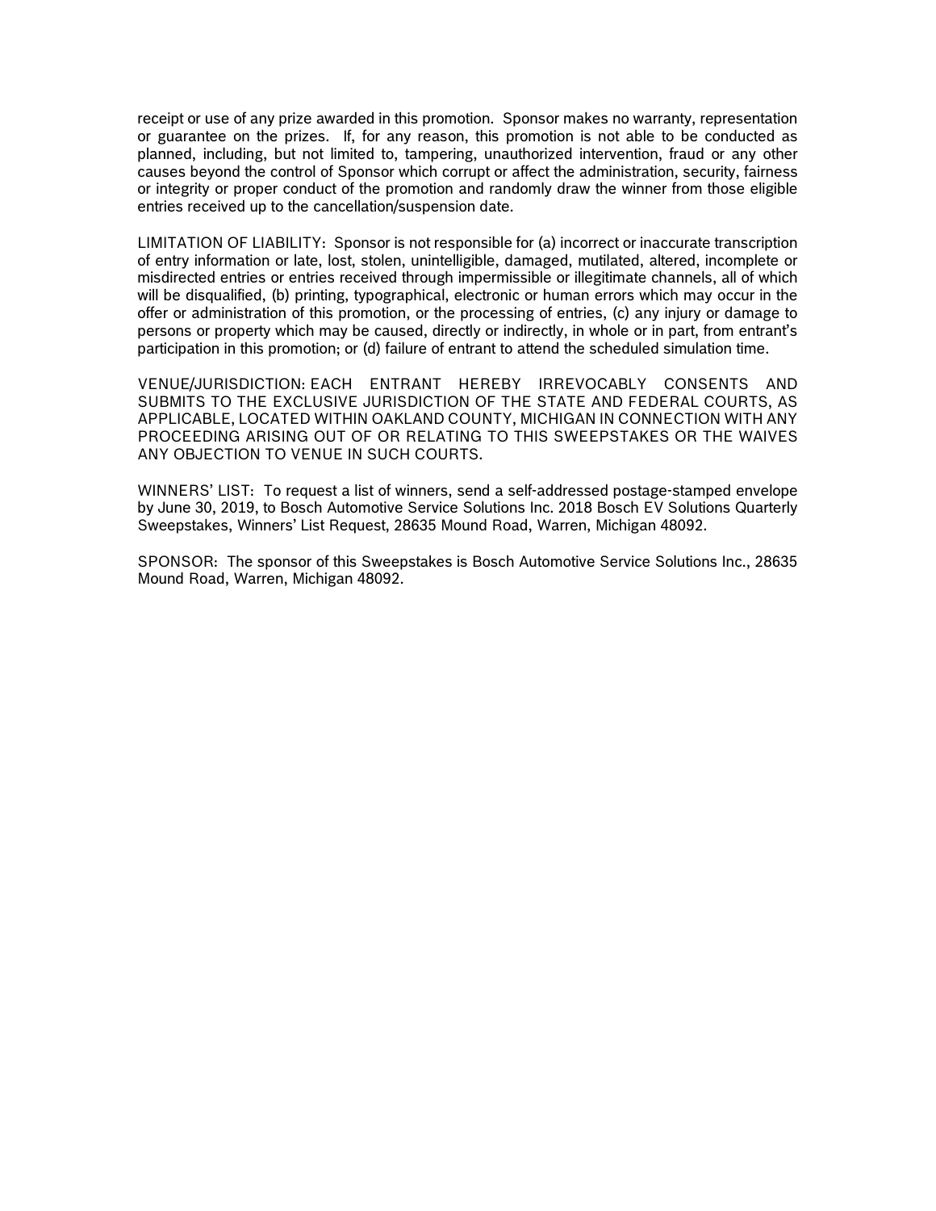receipt or use of any prize awarded in this promotion. Sponsor makes no warranty, representation or guarantee on the prizes. If, for any reason, this promotion is not able to be conducted as planned, including, but not limited to, tampering, unauthorized intervention, fraud or any other causes beyond the control of Sponsor which corrupt or affect the administration, security, fairness or integrity or proper conduct of the promotion and randomly draw the winner from those eligible entries received up to the cancellation/suspension date.

LIMITATION OF LIABILITY: Sponsor is not responsible for (a) incorrect or inaccurate transcription of entry information or late, lost, stolen, unintelligible, damaged, mutilated, altered, incomplete or misdirected entries or entries received through impermissible or illegitimate channels, all of which will be disqualified, (b) printing, typographical, electronic or human errors which may occur in the offer or administration of this promotion, or the processing of entries, (c) any injury or damage to persons or property which may be caused, directly or indirectly, in whole or in part, from entrant's participation in this promotion; or (d) failure of entrant to attend the scheduled simulation time.

VENUE/JURISDICTION: EACH ENTRANT HEREBY IRREVOCABLY CONSENTS AND SUBMITS TO THE EXCLUSIVE JURISDICTION OF THE STATE AND FEDERAL COURTS, AS APPLICABLE, LOCATED WITHIN OAKLAND COUNTY, MICHIGAN IN CONNECTION WITH ANY PROCEEDING ARISING OUT OF OR RELATING TO THIS SWEEPSTAKES OR THE WAIVES ANY OBJECTION TO VENUE IN SUCH COURTS.

WINNERS' LIST: To request a list of winners, send a self-addressed postage-stamped envelope by June 30, 2019, to Bosch Automotive Service Solutions Inc. 2018 Bosch EV Solutions Quarterly Sweepstakes, Winners' List Request, 28635 Mound Road, Warren, Michigan 48092.

SPONSOR: The sponsor of this Sweepstakes is Bosch Automotive Service Solutions Inc., 28635 Mound Road, Warren, Michigan 48092.